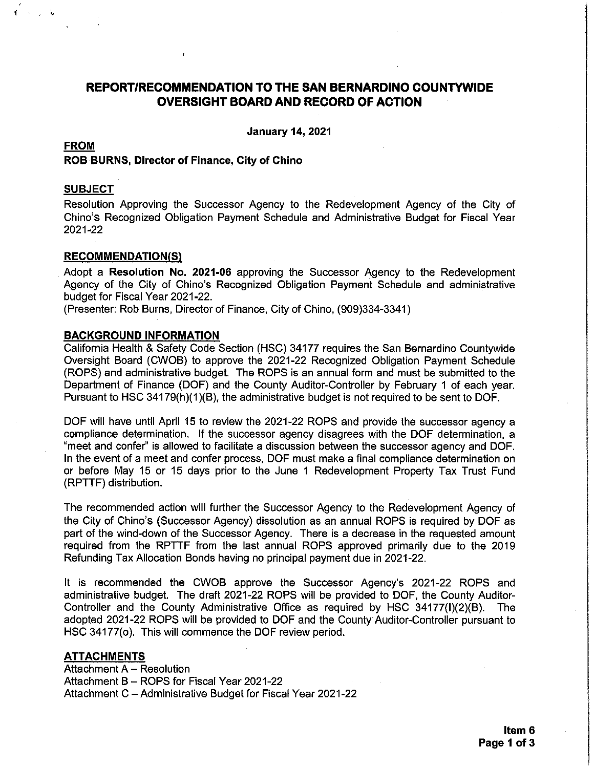# REPORT/RECOMMENDATION TO THE SAN BERNARDINO COUNTYWIDE OVERSIGHT BOARD AND RECORD OF ACTION

**January 14, 2021**

## FROM

**ROB BURNS, Director of Finance, City of Chino**

## SUBJECT

Resolution Approving the Successor Agency to the Redevelopment Agency of the City of Chino's Recognized Obligation Payment Schedule and Administrative Budget for Fiscal Year 2021-22

## RECOMMENDATION(S)

Adopt a **Resolution No. 2021-06** approving the Successor Agency to the Redevelopment Agency of the City of Chino's Recognized Obligation Payment Schedule and administrative budget for Fiscal Year 2021-22.
(Presenter: Rob Burns, Director of Finance, City of Chino, (909)334-3341)

## BACKGROUND INFORMATION

California Health & Safety Code Section (HSC) 34177 requires the San Bernardino Countywide Oversight Board (CWOB) to approve the 2021-22 Recognized Obligation Payment Schedule (ROPS) and administrative budget. The ROPS is an annual form and must be submitted to the Department of Finance (DOF) and the County Auditor-Controller by February 1 of each year. Pursuant to HSC 34179(h)(1)(B), the administrative budget is not required to be sent to DOF.

DOF will have until April 15 to review the 2021-22 ROPS and provide the successor agency a compliance determination. If the successor agency disagrees with the DOF determination, a "meet and confer" is allowed to facilitate a discussion between the successor agency and DOF. In the event of a meet and confer process, DOF must make a final compliance determination on or before May 15 or 15 days prior to the June 1 Redevelopment Property Tax Trust Fund (RPTTF) distribution.

The recommended action will further the Successor Agency to the Redevelopment Agency of the City of Chino's (Successor Agency) dissolution as an annual ROPS is required by DOF as part of the wind-down of the Successor Agency. There is a decrease in the requested amount required from the RPTTF from the last annual ROPS approved primarily due to the 2019 Refunding Tax Allocation Bonds having no principal payment due in 2021-22.

It is recommended the CWOB approve the Successor Agency's 2021-22 ROPS and administrative budget. The draft 2021-22 ROPS will be provided to DOF, the County Auditor-Controller and the County Administrative Office as required by HSC 34177(l)(2)(B). The adopted 2021-22 ROPS will be provided to DOF and the County Auditor-Controller pursuant to HSC 34177(o). This will commence the DOF review period.

## ATTACHMENTS

Attachment A – Resolution
Attachment B – ROPS for Fiscal Year 2021-22
Attachment C – Administrative Budget for Fiscal Year 2021-22

**Item 6**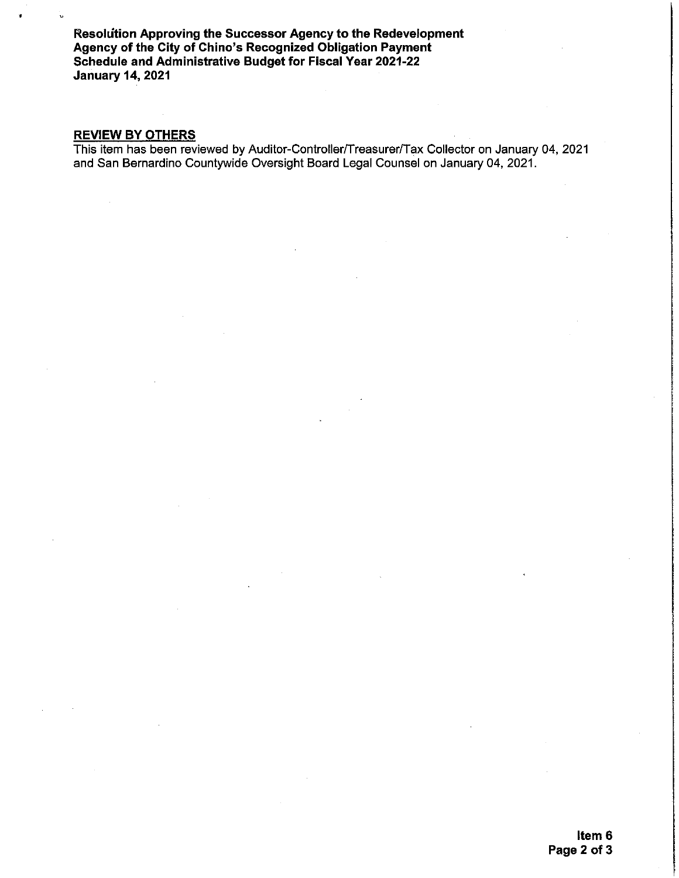**Resolution Approving the Successor Agency to the Redevelopment Agency of the City of Chino's Recognized Obligation Payment Schedule and Administrative Budget for Fiscal Year 2021-22**
**January 14, 2021**

## REVIEW BY OTHERS

This item has been reviewed by Auditor-Controller/Treasurer/Tax Collector on January 04, 2021 and San Bernardino Countywide Oversight Board Legal Counsel on January 04, 2021.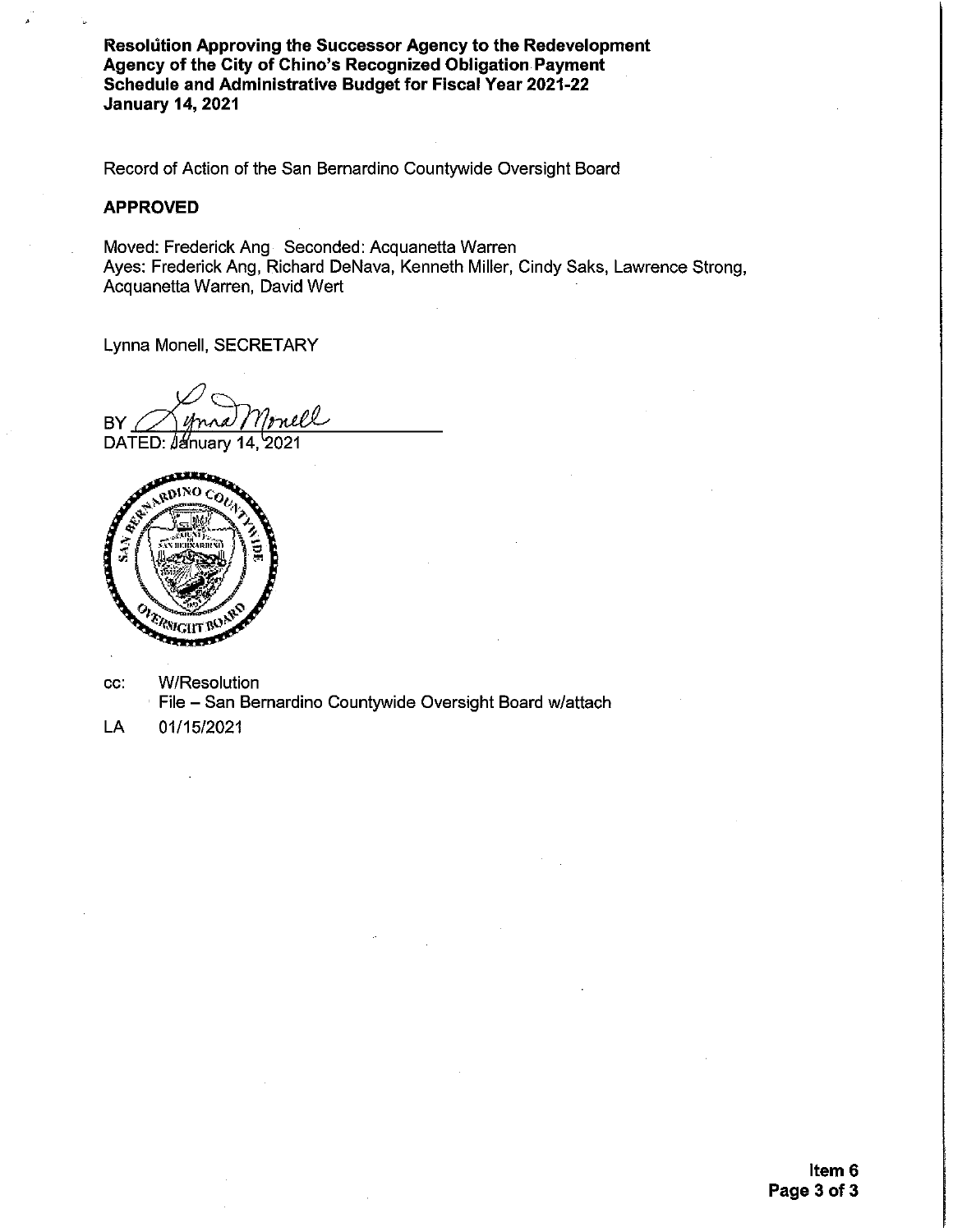**Resolution Approving the Successor Agency to the Redevelopment Agency of the City of Chino's Recognized Obligation Payment Schedule and Administrative Budget for Fiscal Year 2021-22**
**January 14, 2021**

Record of Action of the San Bernardino Countywide Oversight Board

**APPROVED**

Moved: Frederick Ang Seconded: Acquanetta Warren
Ayes: Frederick Ang, Richard DeNava, Kenneth Miller, Cindy Saks, Lawrence Strong, Acquanetta Warren, David Wert

Lynna Monell, SECRETARY

BY Lynna Monell
DATED: January 14, 2021

cc: W/Resolution
File – San Bernardino Countywide Oversight Board w/attach

LA 01/15/2021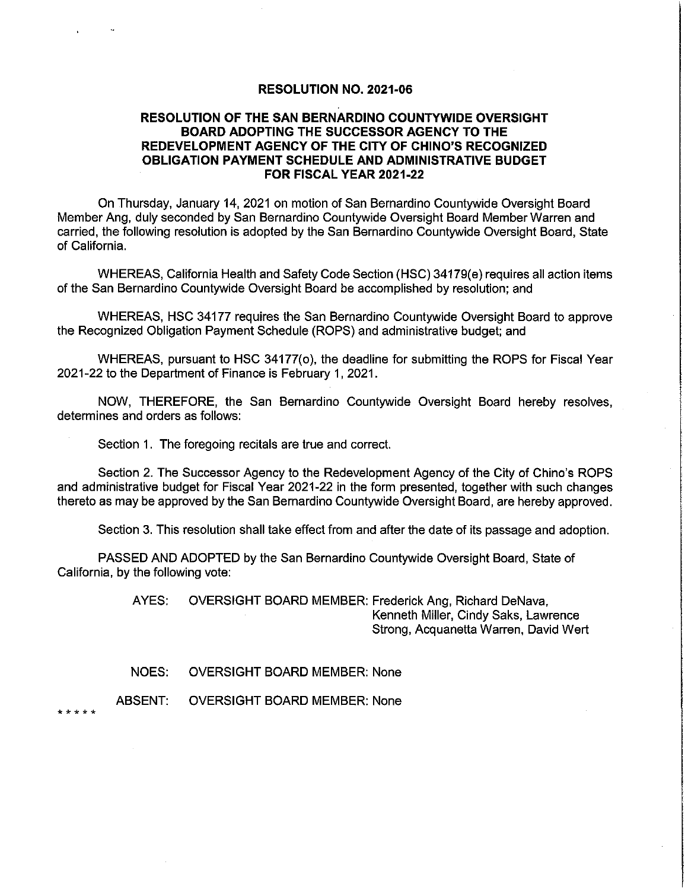# RESOLUTION NO. 2021-06

## RESOLUTION OF THE SAN BERNARDINO COUNTYWIDE OVERSIGHT BOARD ADOPTING THE SUCCESSOR AGENCY TO THE REDEVELOPMENT AGENCY OF THE CITY OF CHINO'S RECOGNIZED OBLIGATION PAYMENT SCHEDULE AND ADMINISTRATIVE BUDGET FOR FISCAL YEAR 2021-22

On Thursday, January 14, 2021 on motion of San Bernardino Countywide Oversight Board Member Ang, duly seconded by San Bernardino Countywide Oversight Board Member Warren and carried, the following resolution is adopted by the San Bernardino Countywide Oversight Board, State of California.

WHEREAS, California Health and Safety Code Section (HSC) 34179(e) requires all action items of the San Bernardino Countywide Oversight Board be accomplished by resolution; and

WHEREAS, HSC 34177 requires the San Bernardino Countywide Oversight Board to approve the Recognized Obligation Payment Schedule (ROPS) and administrative budget; and

WHEREAS, pursuant to HSC 34177(o), the deadline for submitting the ROPS for Fiscal Year 2021-22 to the Department of Finance is February 1, 2021.

NOW, THEREFORE, the San Bernardino Countywide Oversight Board hereby resolves, determines and orders as follows:

Section 1. The foregoing recitals are true and correct.

Section 2. The Successor Agency to the Redevelopment Agency of the City of Chino's ROPS and administrative budget for Fiscal Year 2021-22 in the form presented, together with such changes thereto as may be approved by the San Bernardino Countywide Oversight Board, are hereby approved.

Section 3. This resolution shall take effect from and after the date of its passage and adoption.

PASSED AND ADOPTED by the San Bernardino Countywide Oversight Board, State of California, by the following vote:

AYES: OVERSIGHT BOARD MEMBER: Frederick Ang, Richard DeNava, Kenneth Miller, Cindy Saks, Lawrence Strong, Acquanetta Warren, David Wert

NOES: OVERSIGHT BOARD MEMBER: None

ABSENT: OVERSIGHT BOARD MEMBER: None

* * * * *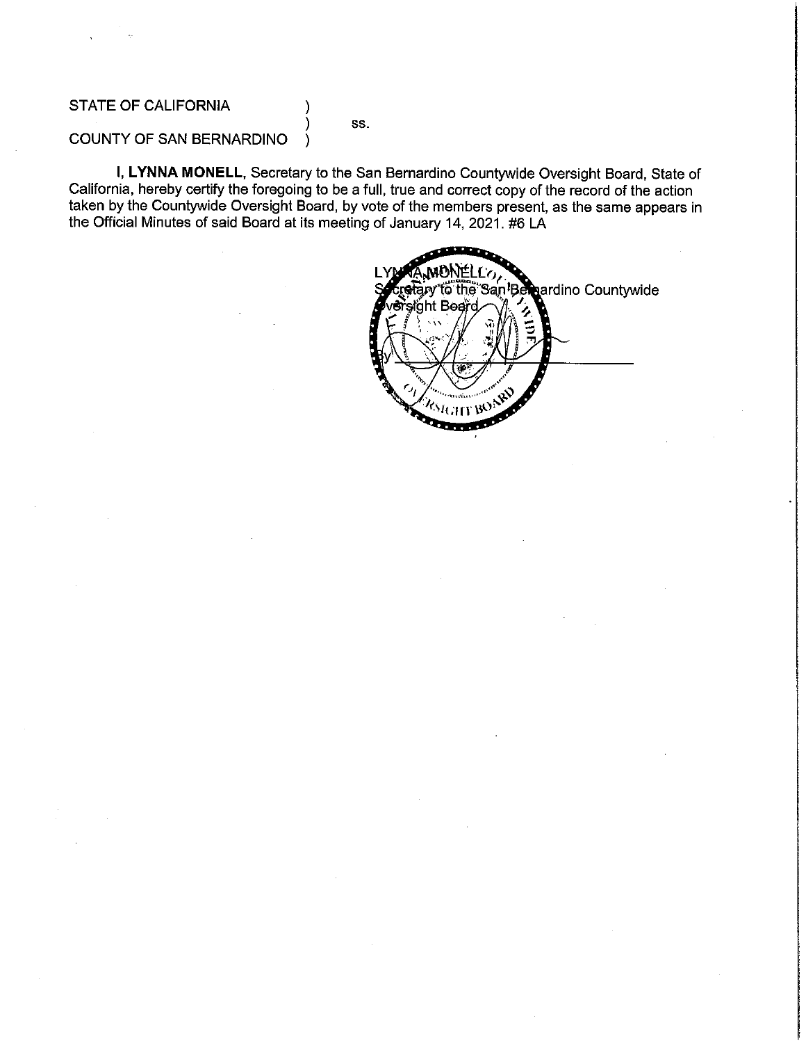STATE OF CALIFORNIA )
) ss.
COUNTY OF SAN BERNARDINO )

**I, LYNNA MONELL,** Secretary to the San Bernardino Countywide Oversight Board, State of California, hereby certify the foregoing to be a full, true and correct copy of the record of the action taken by the Countywide Oversight Board, by vote of the members present, as the same appears in the Official Minutes of said Board at its meeting of January 14, 2021. #6 LA

LYNNA MONELL
Secretary to the San Bernardino Countywide Oversight Board

By ____________________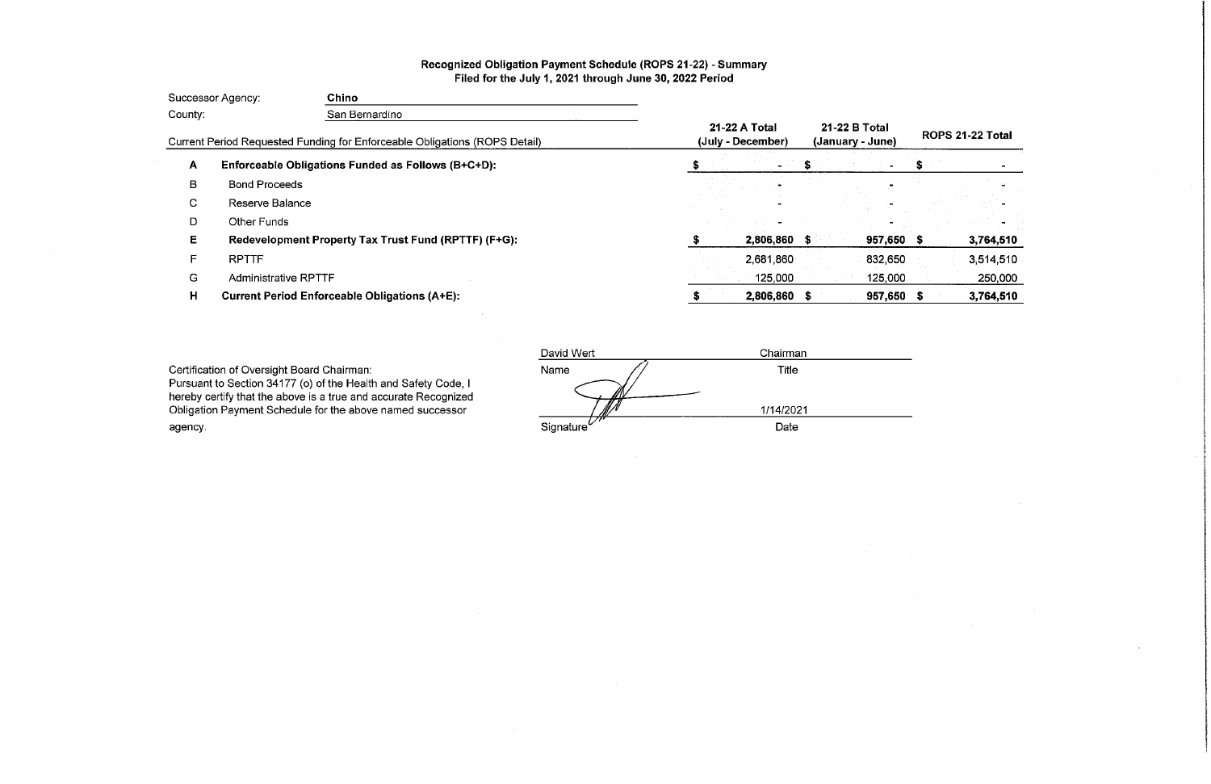## Recognized Obligation Payment Schedule (ROPS 21-22) - Summary
### Filed for the July 1, 2021 through June 30, 2022 Period

Successor Agency: **Chino**

County: San Bernardino

| | Current Period Requested Funding for Enforceable Obligations (ROPS Detail) | 21-22 A Total (July - December) | 21-22 B Total (January - June) | ROPS 21-22 Total |
|---|---|---|---|---|
| **A** | **Enforceable Obligations Funded as Follows (B+C+D):** | **$ -** | **$ -** | **$ -** |
| B | Bond Proceeds | - | - | - |
| C | Reserve Balance | - | - | - |
| D | Other Funds | - | - | - |
| **E** | **Redevelopment Property Tax Trust Fund (RPTTF) (F+G):** | **$ 2,806,860** | **$ 957,650** | **$ 3,764,510** |
| F | RPTTF | 2,681,860 | 832,650 | 3,514,510 |
| G | Administrative RPTTF | 125,000 | 125,000 | 250,000 |
| **H** | **Current Period Enforceable Obligations (A+E):** | **$ 2,806,860** | **$ 957,650** | **$ 3,764,510** |

Certification of Oversight Board Chairman:
Pursuant to Section 34177 (o) of the Health and Safety Code, I hereby certify that the above is a true and accurate Recognized Obligation Payment Schedule for the above named successor agency.

| David Wert | Chairman |
|---|---|
| Name | Title |
| /s/ | 1/14/2021 |
| Signature | Date |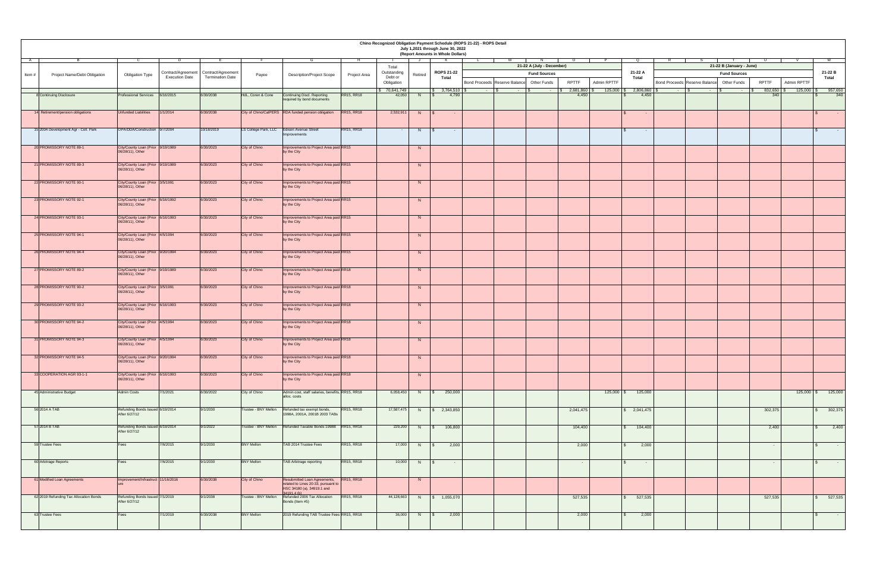# Chino Recognized Obligation Payment Schedule (ROPS 21-22) - ROPS Detail

## July 1,2021 through June 30, 2022

### (Report Amounts in Whole Dollars)

| A | B | C | D | E | F | G | H | I | J | K | L | M | N | O | P | Q | R | S | T | U | V | W |
|---|---|---|---|---|---|---|---|---|---|---|---|---|---|---|---|---|---|---|---|---|---|---|
| | | | | | | | | | | | 21-22 A (July - December) | | | | | | 21-22 B (January - June) | | | | | |
| | | | | | | | | | | | Fund Sources | | | | | | Fund Sources | | | | | |
| Item # | Project Name/Debt Obligation | Obligation Type | Contract/Agreement Execution Date | Contract/Agreement Termination Date | Payee | Description/Project Scope | Project Area | Total Outstanding Debt or Obligation | Retired | ROPS 21-22 Total | Bond Proceeds | Reserve Balance | Other Funds | RPTTF | Admin RPTTF | 21-22 A Total | Bond Proceeds | Reserve Balance | Other Funds | RPTTF | Admin RPTTF | 21-22 B Total |
| | | | | | | | | $ 70,641,749 | | $ 3,764,510 | $ - | $ - | $ - | $ 2,681,860 | $ 125,000 | $ 2,806,860 | $ - | $ - | $ - | $ 832,650 | $ 125,000 | $ 957,650 |
| 8 | Continuing Disclosure | Professional Services | 6/16/2015 | 6/30/2038 | HdL, Coren & Cone | Continuing Discl. Reporting required by bond documents | RR15, RR18 | 42,050 | N | $ 4,790 | | | | 4,450 | | $ 4,450 | | | | 340 | | $ 340 |
| 14 | Retirement/pension obligations | Unfunded Liabilities | 1/1/2014 | 6/30/2038 | City of Chino/CalPERS | RDA funded pension obligation | RR15, RR18 | 2,532,911 | N | $ - | | | | | | $ - | | | | | | $ - |
| 15 | 2004 Development Agr - Coll. Park | OPA/DDA/Construction | 9/7/2004 | 10/18/2019 | LS College Park, LLC | Edison Avenue Street Improvements | RR15, RR18 | - | N | $ - | | | | | | $ - | | | | | | $ - |
| 20 | PROMISSORY NOTE 89-1 | City/County Loan (Prior 06/28/11), Other | 9/19/1989 | 6/30/2023 | City of Chino | Improvements to Project Area paid by the City | RR15 | | N | | | | | | | | | | | | | |
| 21 | PROMISSORY NOTE 89-3 | City/County Loan (Prior 06/28/11), Other | 9/19/1989 | 6/30/2023 | City of Chino | Improvements to Project Area paid by the City | RR15 | | N | | | | | | | | | | | | | |
| 22 | PROMISSORY NOTE 90-1 | City/County Loan (Prior 06/28/11), Other | 3/5/1991 | 6/30/2023 | City of Chino | Improvements to Project Area paid by the City | RR15 | | N | | | | | | | | | | | | | |
| 23 | PROMISSORY NOTE 92-1 | City/County Loan (Prior 06/28/11), Other | 6/16/1992 | 6/30/2023 | City of Chino | Improvements to Project Area paid by the City | RR15 | | N | | | | | | | | | | | | | |
| 24 | PROMISSORY NOTE 93-1 | City/County Loan (Prior 06/28/11), Other | 6/16/1993 | 6/30/2023 | City of Chino | Improvements to Project Area paid by the City | RR15 | | N | | | | | | | | | | | | | |
| 25 | PROMISSORY NOTE 94-1 | City/County Loan (Prior 06/28/11), Other | 4/5/1994 | 6/30/2023 | City of Chino | Improvements to Project Area paid by the City | RR15 | | N | | | | | | | | | | | | | |
| 26 | PROMISSORY NOTE 94-4 | City/County Loan (Prior 06/28/11), Other | 9/20/1994 | 6/30/2023 | City of Chino | Improvements to Project Area paid by the City | RR15 | | N | | | | | | | | | | | | | |
| 27 | PROMISSORY NOTE 89-2 | City/County Loan (Prior 06/28/11), Other | 9/19/1989 | 6/30/2023 | City of Chino | Improvements to Project Area paid by the City | RR18 | | N | | | | | | | | | | | | | |
| 28 | PROMISSORY NOTE 90-2 | City/County Loan (Prior 06/28/11), Other | 3/5/1991 | 6/30/2023 | City of Chino | Improvements to Project Area paid by the City | RR18 | | N | | | | | | | | | | | | | |
| 29 | PROMISSORY NOTE 93-2 | City/County Loan (Prior 06/28/11), Other | 6/16/1993 | 6/30/2023 | City of Chino | Improvements to Project Area paid by the City | RR18 | | N | | | | | | | | | | | | | |
| 30 | PROMISSORY NOTE 94-2 | City/County Loan (Prior 06/28/11), Other | 4/5/1994 | 6/30/2023 | City of Chino | Improvements to Project Area paid by the City | RR18 | | N | | | | | | | | | | | | | |
| 31 | PROMISSORY NOTE 94-3 | City/County Loan (Prior 06/28/11), Other | 4/5/1994 | 6/30/2023 | City of Chino | Improvements to Project Area paid by the City | RR18 | | N | | | | | | | | | | | | | |
| 32 | PROMISSORY NOTE 94-5 | City/County Loan (Prior 06/28/11), Other | 9/20/1994 | 6/30/2023 | City of Chino | Improvements to Project Area paid by the City | RR18 | | N | | | | | | | | | | | | | |
| 33 | COOPERATION AGR 93-1-1 | City/County Loan (Prior 06/28/11), Other | 6/16/1993 | 6/30/2023 | City of Chino | Improvements to Project Area paid by the City | RR18 | | N | | | | | | | | | | | | | |
| 45 | Administrative Budget | Admin Costs | 7/1/2021 | 6/30/2022 | City of Chino | Admin cost, staff salaries, benefits, alloc. costs | RR15, RR18 | 6,058,450 | N | $ 250,000 | | | | | 125,000 | $ 125,000 | | | | | 125,000 | $ 125,000 |
| 56 | 2014 A TAB | Refunding Bonds Issued After 6/27/12 | 6/19/2014 | 9/1/2030 | Trustee - BNY Mellon | Refunded tax exempt bonds, 1998A, 2001A, 2001B 2003 TABs | RR15, RR18 | 17,587,475 | N | $ 2,343,850 | | | | 2,041,475 | | $ 2,041,475 | | | | 302,375 | | $ 302,375 |
| 57 | 2014 B TAB | Refunding Bonds Issued After 6/27/12 | 6/19/2014 | 9/1/2022 | Trustee - BNY Mellon | Refunded Taxable Bonds 1998B | RR15, RR18 | 229,200 | N | $ 106,800 | | | | 104,400 | | $ 104,400 | | | | 2,400 | | $ 2,400 |
| 59 | Trustee Fees | Fees | 7/6/2015 | 9/1/2030 | BNY Mellon | TAB 2014 Trustee Fees | RR15, RR18 | 17,000 | N | $ 2,000 | | | | 2,000 | | $ 2,000 | | | | - | | $ - |
| 60 | Arbitrage Reports | Fees | 7/6/2015 | 9/1/2030 | BNY Mellon | TAB Arbitrage reporting | RR15, RR18 | 10,000 | N | $ - | | | | - | | $ - | | | | - | | $ - |
| 61 | Modified Loan Agreements | Improvement/Infrastructure | 11/16/2016 | 6/30/2038 | City of Chino | Resubmitted Loan Agreements, related to Lines 20-33, pursuant to HSC 34180 (a), 34919.1 and 34191.4 (b) | RR15, RR18 | | N | | | | | | | | | | | | | |
| 62 | 2019 Refunding Tax Allocation Bonds | Refunding Bonds Issued After 6/27/12 | 7/1/2019 | 9/1/2038 | Trustee - BNY Mellon | Refunded 2006 Tax Allocation Bonds (Item #5) | RR15, RR18 | 44,128,663 | N | $ 1,055,070 | | | | 527,535 | | $ 527,535 | | | | 527,535 | | $ 527,535 |
| 63 | Trustee Fees | Fees | 7/1/2019 | 6/30/2038 | BNY Mellon | 2019 Refunding TAB Trustee Fees | RR15, RR18 | 36,000 | N | $ 2,000 | | | | 2,000 | | $ 2,000 | | | | | | $ - |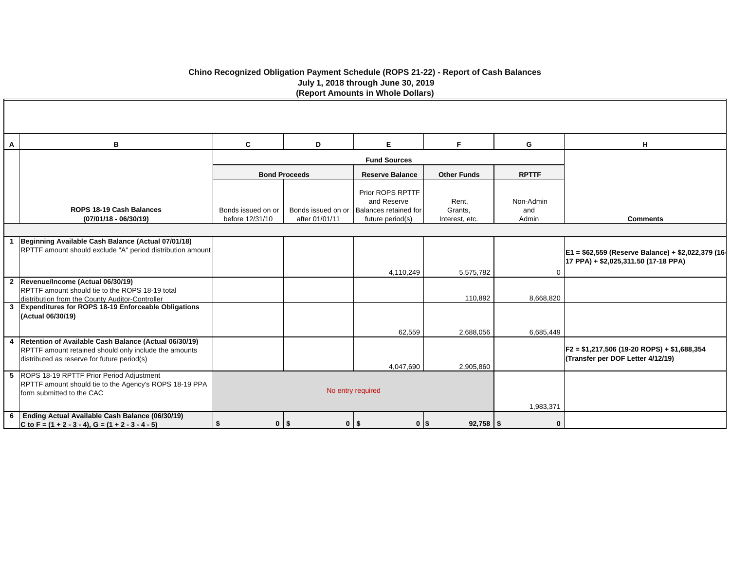# Chino Recognized Obligation Payment Schedule (ROPS 21-22) - Report of Cash Balances

**July 1, 2018 through June 30, 2019**

**(Report Amounts in Whole Dollars)**

| A | B | C | D | E | F | G | H |
|---|---|---|---|---|---|---|---|
| | | **Fund Sources** | | | | | |
| | | **Bond Proceeds** | | **Reserve Balance** | **Other Funds** | **RPTTF** | |
| | **ROPS 18-19 Cash Balances (07/01/18 - 06/30/19)** | Bonds issued on or before 12/31/10 | Bonds issued on or after 01/01/11 | Prior ROPS RPTTF and Reserve Balances retained for future period(s) | Rent, Grants, Interest, etc. | Non-Admin and Admin | **Comments** |
| 1 | **Beginning Available Cash Balance (Actual 07/01/18)** RPTTF amount should exclude "A" period distribution amount | | | 4,110,249 | 5,575,782 | 0 | **E1 = $62,559 (Reserve Balance) + $2,022,379 (16-17 PPA) + $2,025,311.50 (17-18 PPA)** |
| 2 | **Revenue/Income (Actual 06/30/19)** RPTTF amount should tie to the ROPS 18-19 total distribution from the County Auditor-Controller | | | | 110,892 | 8,668,820 | |
| 3 | **Expenditures for ROPS 18-19 Enforceable Obligations (Actual 06/30/19)** | | | 62,559 | 2,688,056 | 6,685,449 | |
| 4 | **Retention of Available Cash Balance (Actual 06/30/19)** RPTTF amount retained should only include the amounts distributed as reserve for future period(s) | | | 4,047,690 | 2,905,860 | | **F2 = $1,217,506 (19-20 ROPS) + $1,688,354 (Transfer per DOF Letter 4/12/19)** |
| 5 | ROPS 18-19 RPTTF Prior Period Adjustment RPTTF amount should tie to the Agency's ROPS 18-19 PPA form submitted to the CAC | No entry required | | | | 1,983,371 | |
| 6 | **Ending Actual Available Cash Balance (06/30/19) C to F = (1 + 2 - 3 - 4), G = (1 + 2 - 3 - 4 - 5)** | **$ 0** | **$ 0** | **$ 0** | **$ 92,758** | **$ 0** | |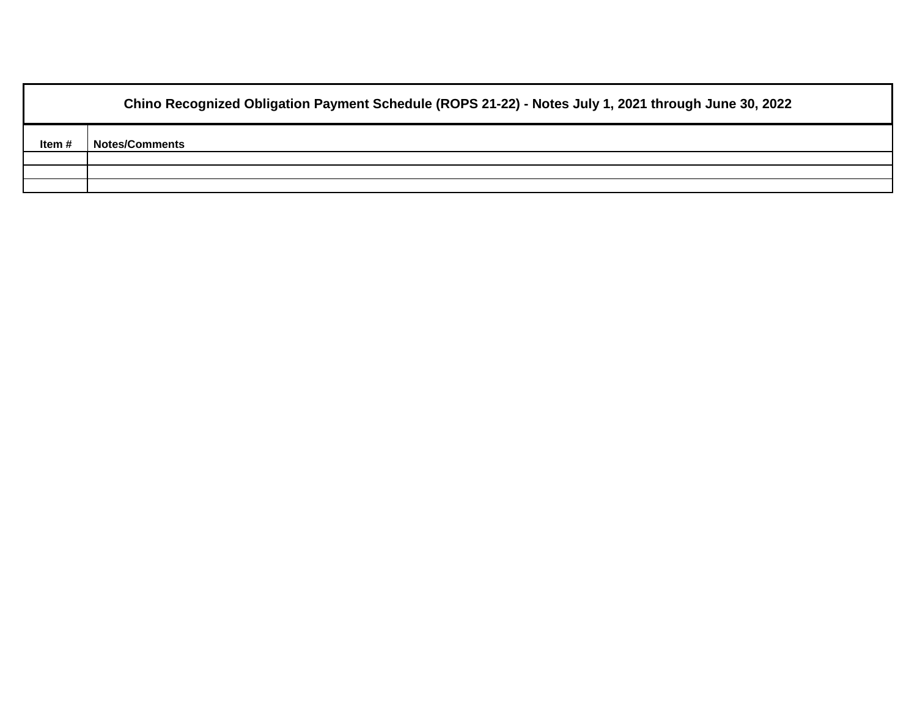| Chino Recognized Obligation Payment Schedule (ROPS 21-22) - Notes July 1, 2021 through June 30, 2022 | |
|---|---|
| Item # | Notes/Comments |
| | |
| | |
| | |